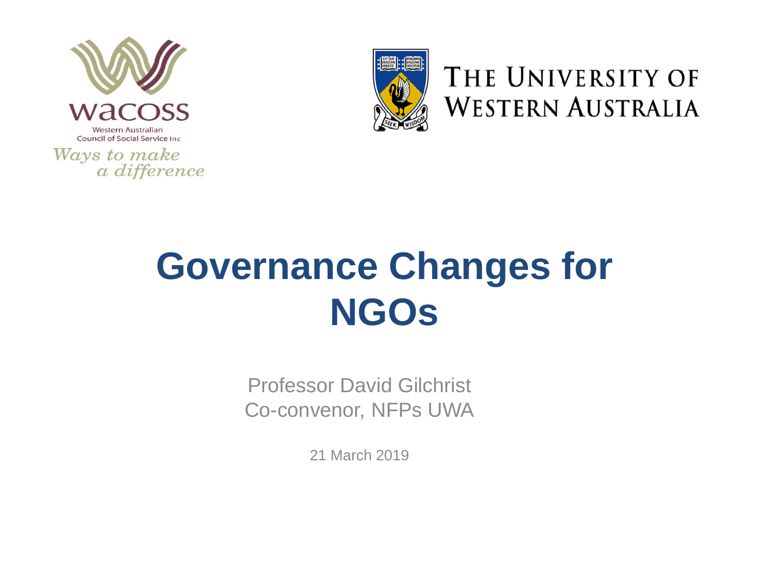wacoss

Western Australian Council of Social Service Inc

*Ways to make a difference*

THE UNIVERSITY OF WESTERN AUSTRALIA

# Governance Changes for NGOs

Professor David Gilchrist
Co-convenor, NFPs UWA

21 March 2019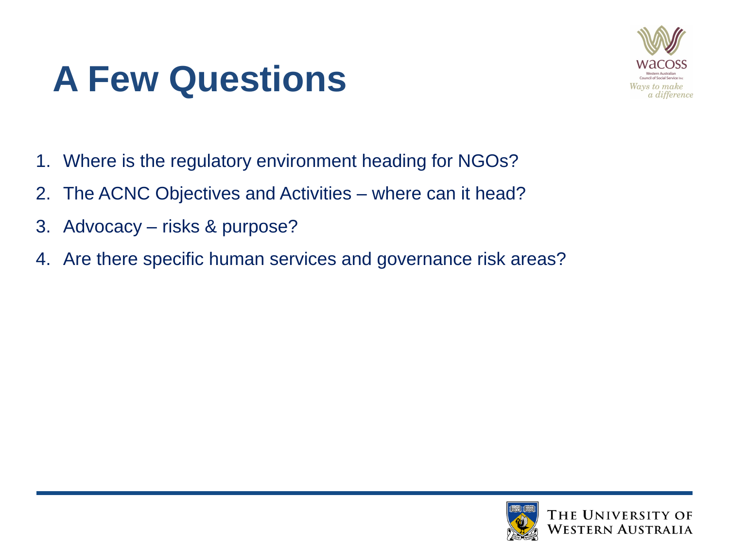# A Few Questions

1. Where is the regulatory environment heading for NGOs?
2. The ACNC Objectives and Activities – where can it head?
3. Advocacy – risks & purpose?
4. Are there specific human services and governance risk areas?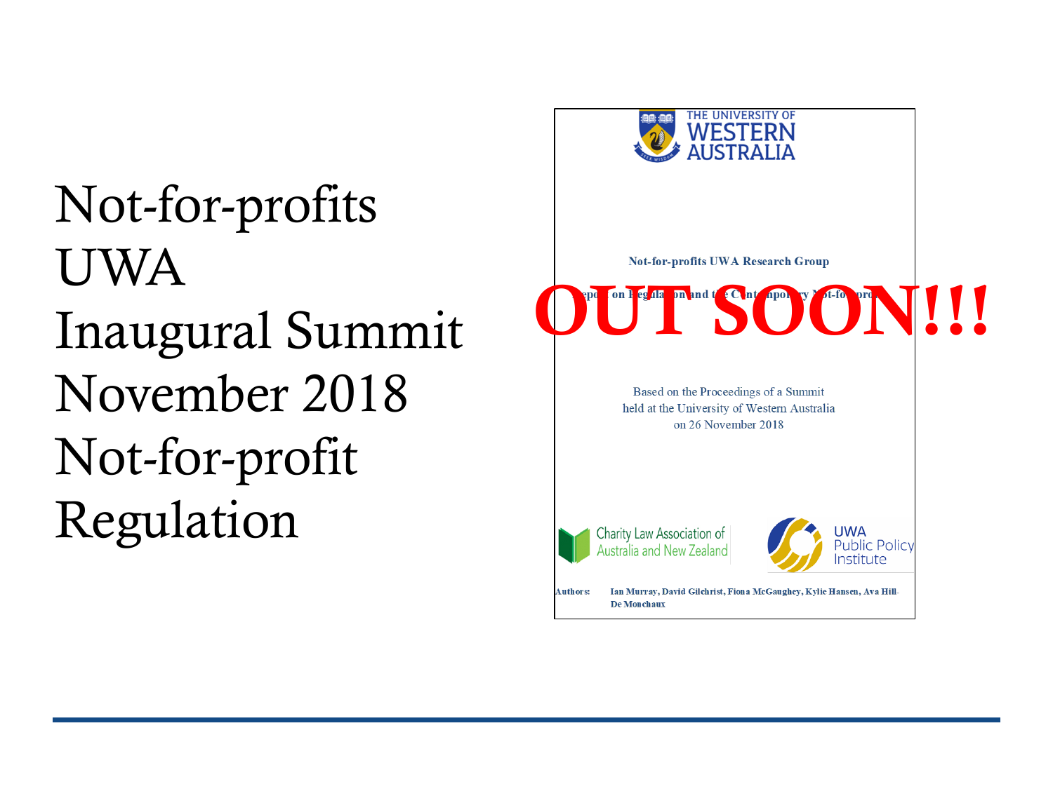# Not-for-profits UWA Inaugural Summit November 2018 Not-for-profit Regulation

THE UNIVERSITY OF WESTERN AUSTRALIA

Not-for-profits UWA Research Group

Report on Regulation and the Contemporary Not-for-profit

**OUT SOON!!!**

Based on the Proceedings of a Summit held at the University of Western Australia on 26 November 2018

Charity Law Association of Australia and New Zealand

UWA Public Policy Institute

Authors: Ian Murray, David Gilchrist, Fiona McGaughey, Kylie Hansen, Ava Hill-De Monchaux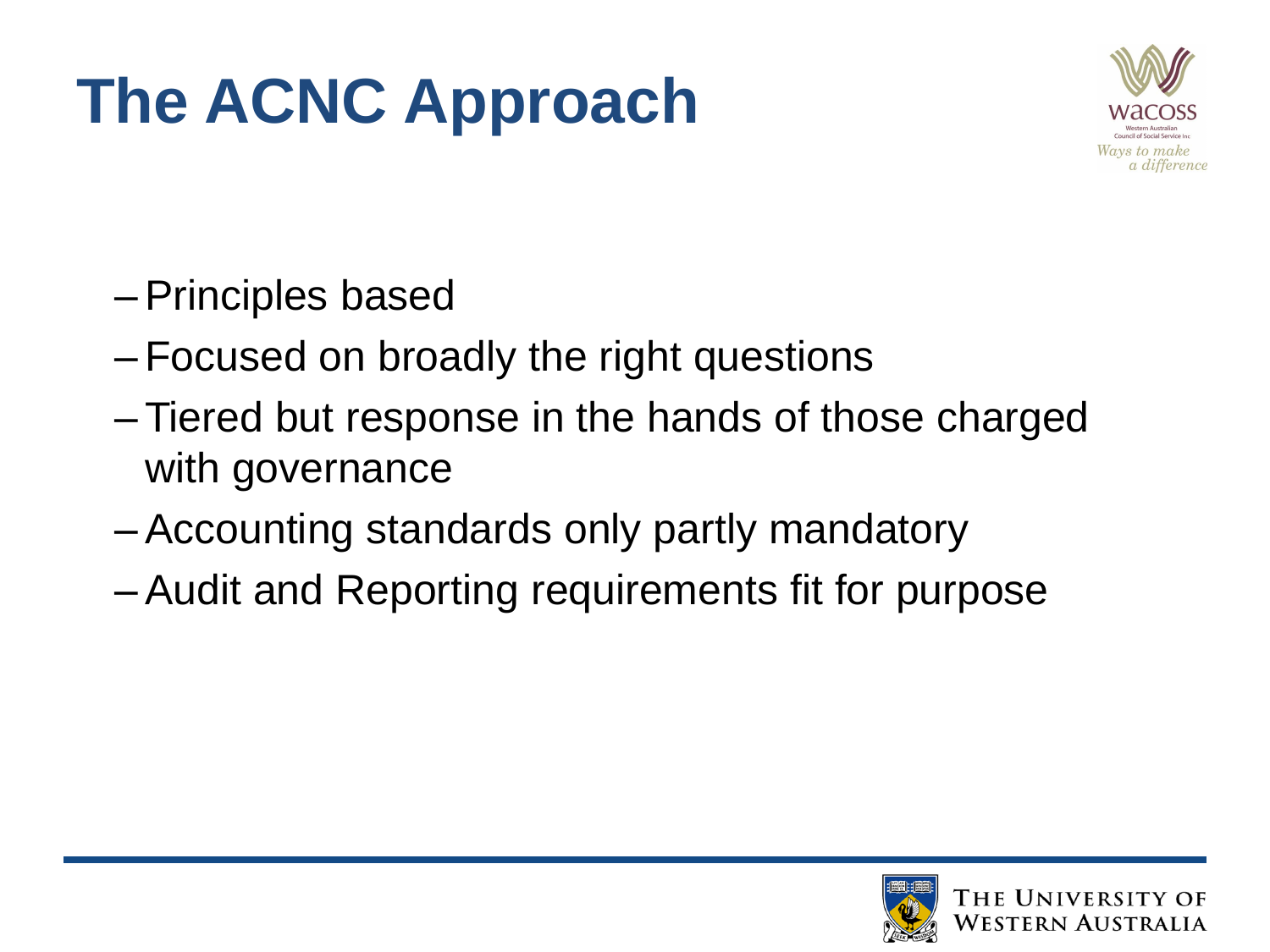# The ACNC Approach

- Principles based
- Focused on broadly the right questions
- Tiered but response in the hands of those charged with governance
- Accounting standards only partly mandatory
- Audit and Reporting requirements fit for purpose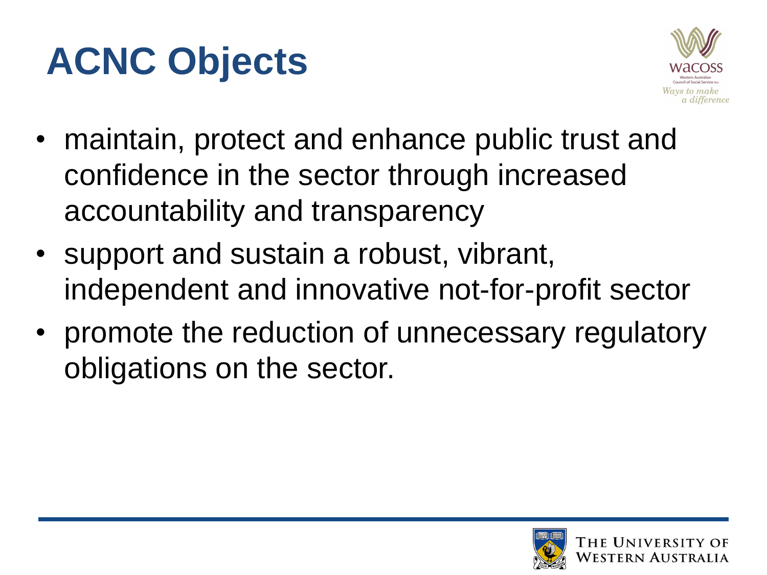# ACNC Objects

- maintain, protect and enhance public trust and confidence in the sector through increased accountability and transparency
- support and sustain a robust, vibrant, independent and innovative not-for-profit sector
- promote the reduction of unnecessary regulatory obligations on the sector.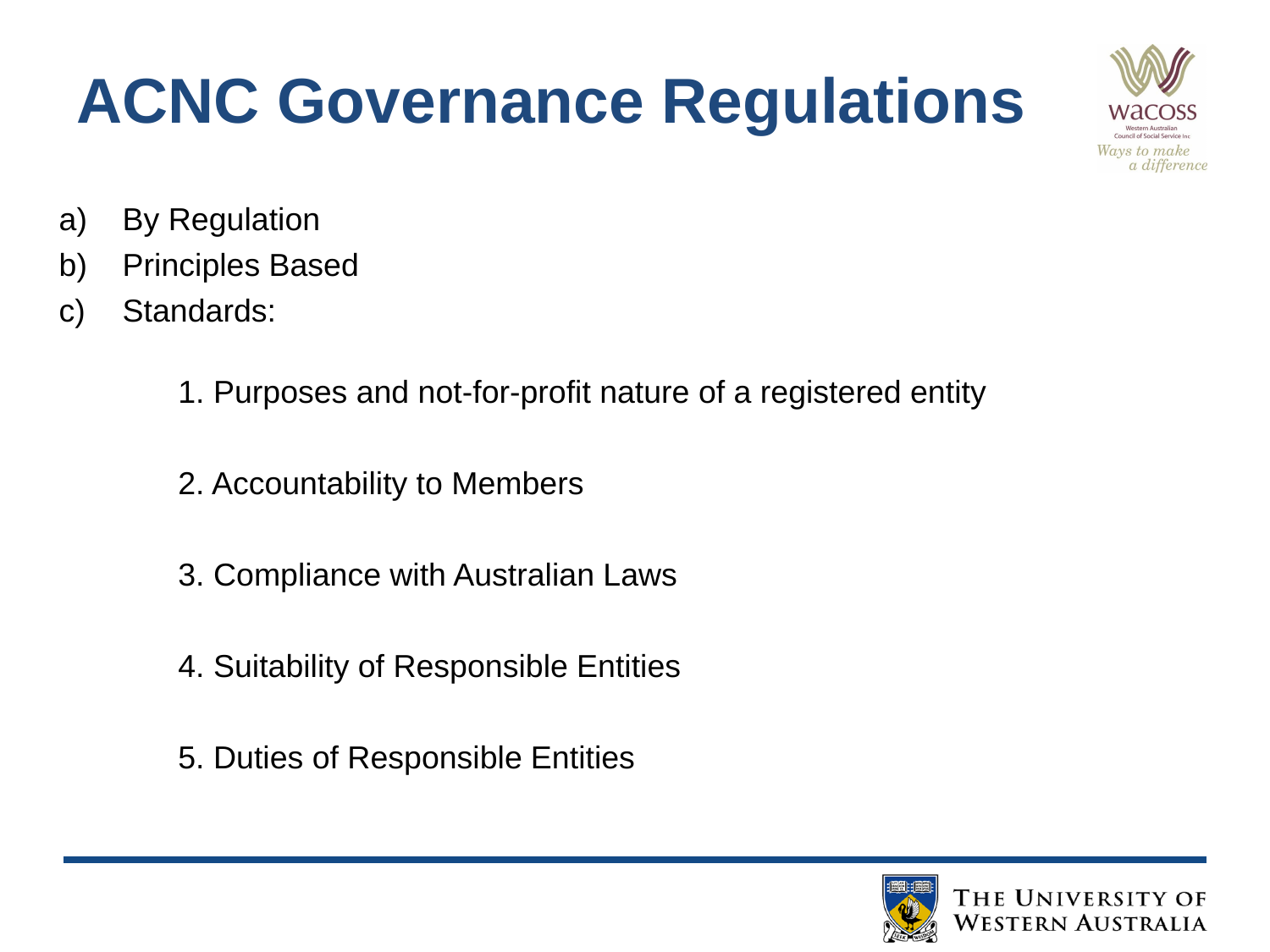# ACNC Governance Regulations

a) By Regulation
b) Principles Based
c) Standards:

1. Purposes and not-for-profit nature of a registered entity
2. Accountability to Members
3. Compliance with Australian Laws
4. Suitability of Responsible Entities
5. Duties of Responsible Entities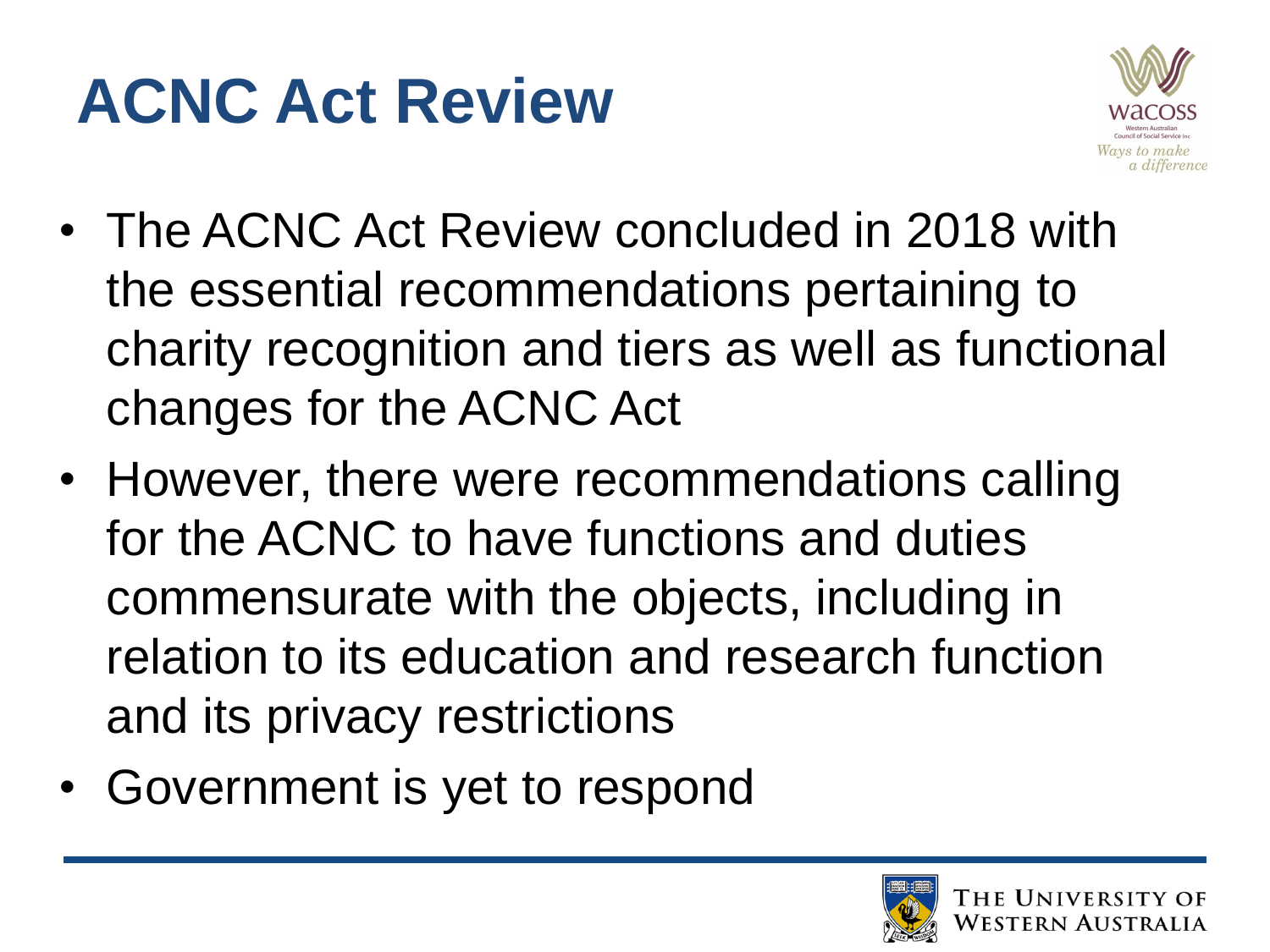# ACNC Act Review

- The ACNC Act Review concluded in 2018 with the essential recommendations pertaining to charity recognition and tiers as well as functional changes for the ACNC Act
- However, there were recommendations calling for the ACNC to have functions and duties commensurate with the objects, including in relation to its education and research function and its privacy restrictions
- Government is yet to respond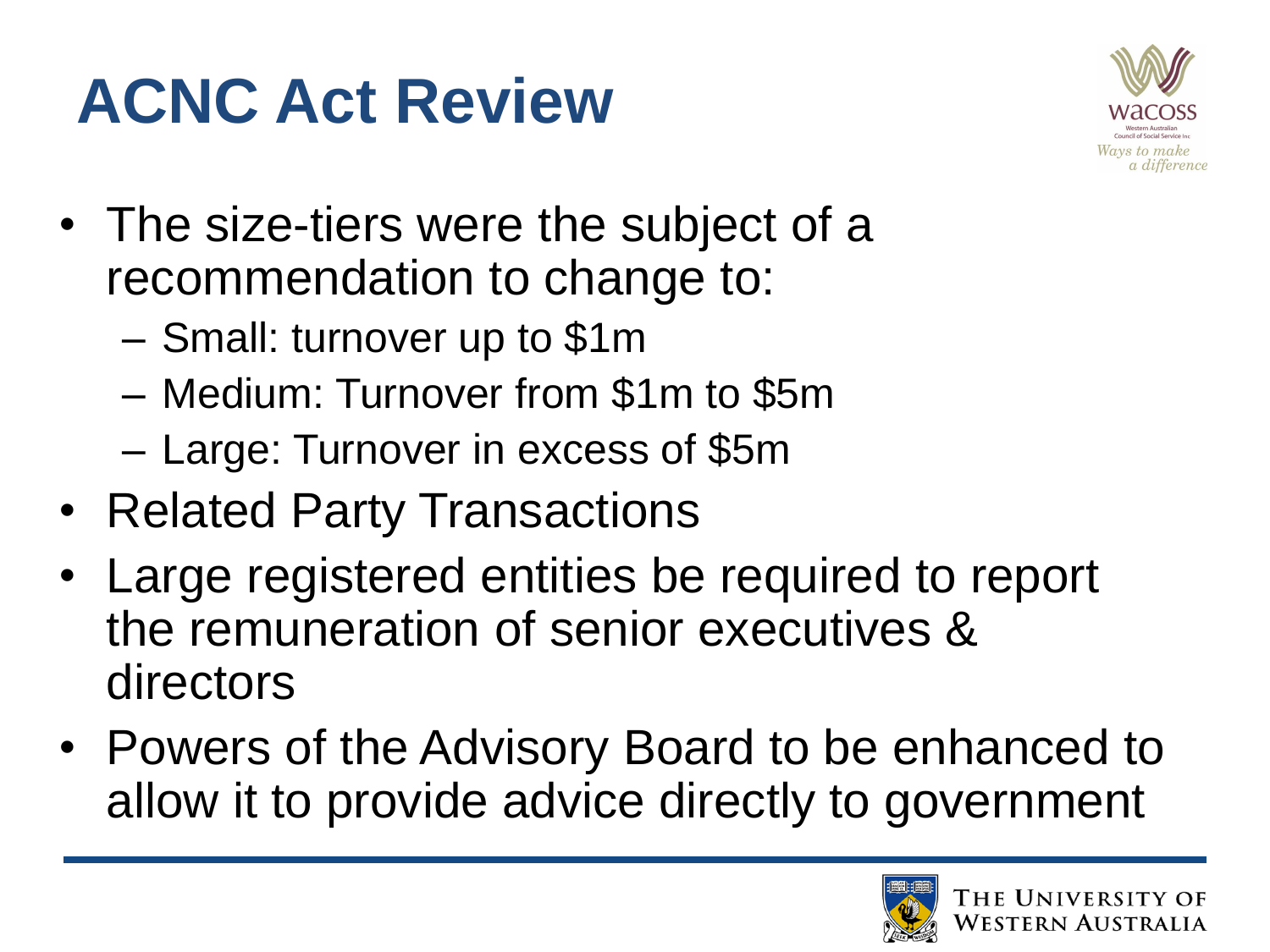# ACNC Act Review

- The size-tiers were the subject of a recommendation to change to:
  - Small: turnover up to $1m
  - Medium: Turnover from $1m to $5m
  - Large: Turnover in excess of $5m
- Related Party Transactions
- Large registered entities be required to report the remuneration of senior executives & directors
- Powers of the Advisory Board to be enhanced to allow it to provide advice directly to government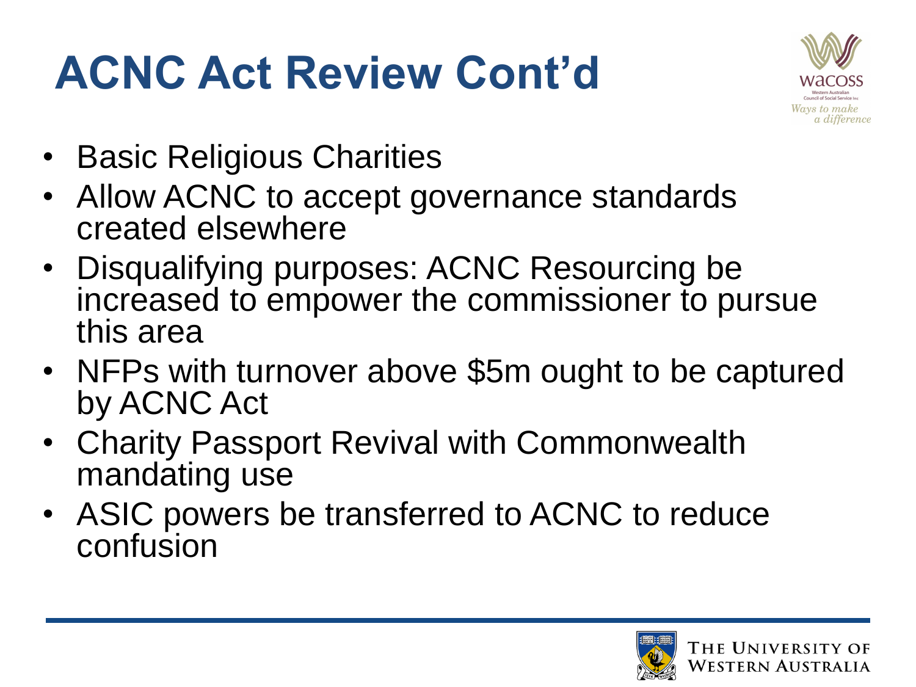# ACNC Act Review Cont'd

- Basic Religious Charities
- Allow ACNC to accept governance standards created elsewhere
- Disqualifying purposes: ACNC Resourcing be increased to empower the commissioner to pursue this area
- NFPs with turnover above $5m ought to be captured by ACNC Act
- Charity Passport Revival with Commonwealth mandating use
- ASIC powers be transferred to ACNC to reduce confusion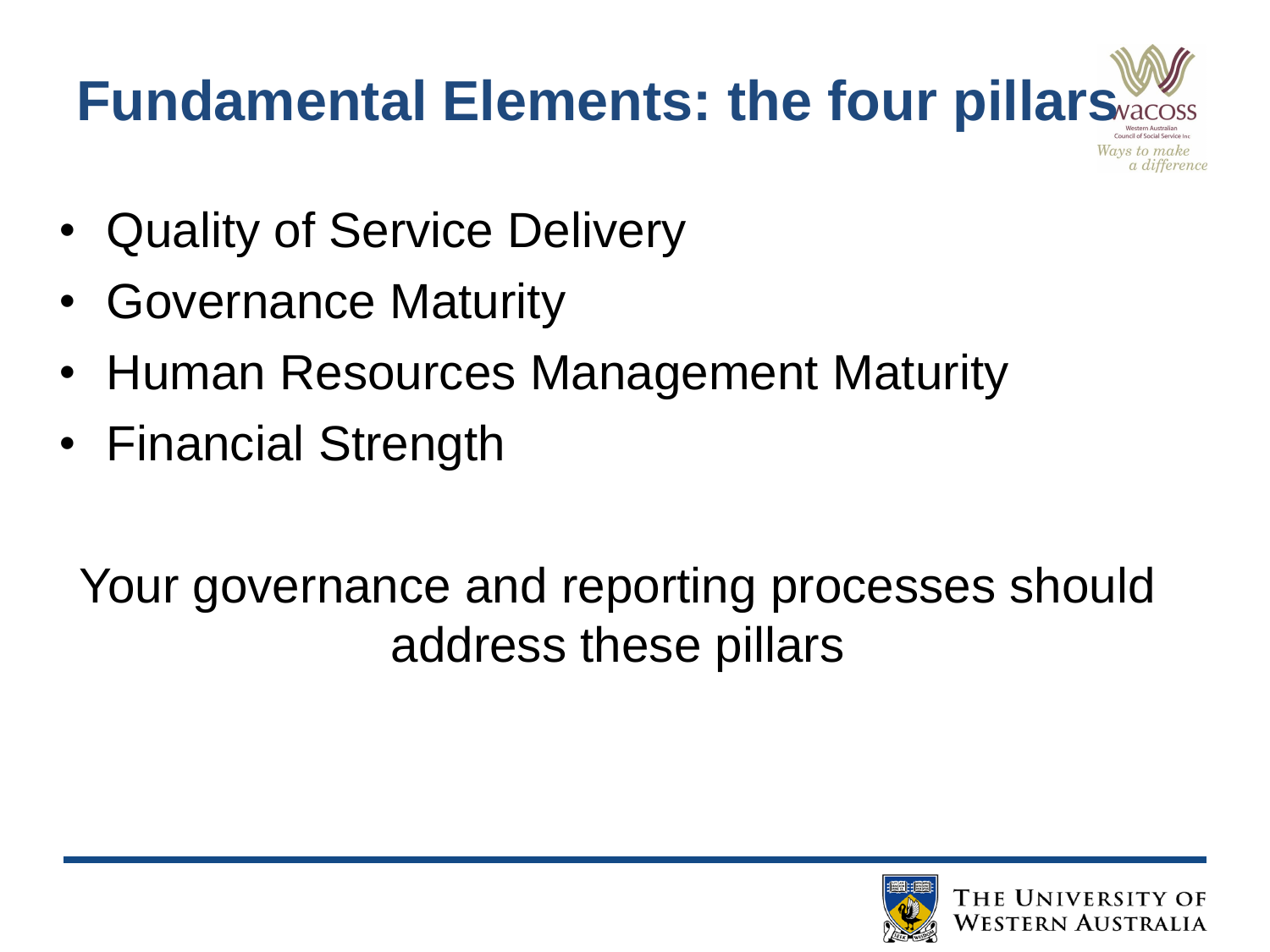# Fundamental Elements: the four pillars

- Quality of Service Delivery
- Governance Maturity
- Human Resources Management Maturity
- Financial Strength

Your governance and reporting processes should address these pillars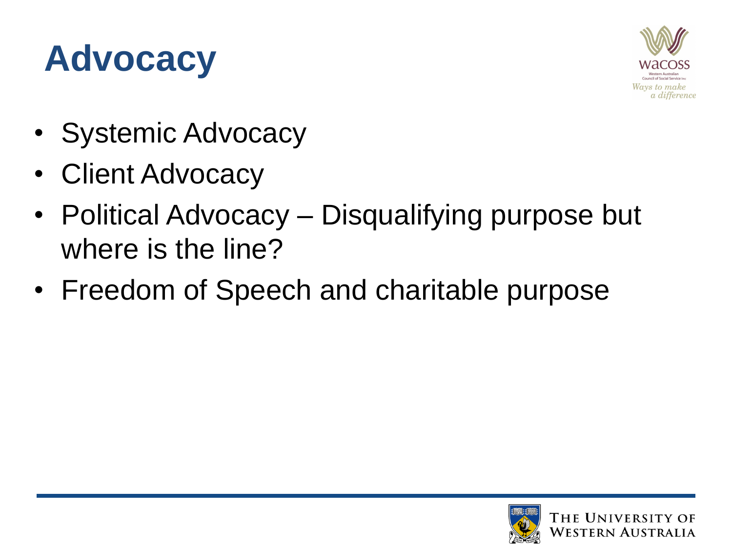# Advocacy

- Systemic Advocacy
- Client Advocacy
- Political Advocacy – Disqualifying purpose but where is the line?
- Freedom of Speech and charitable purpose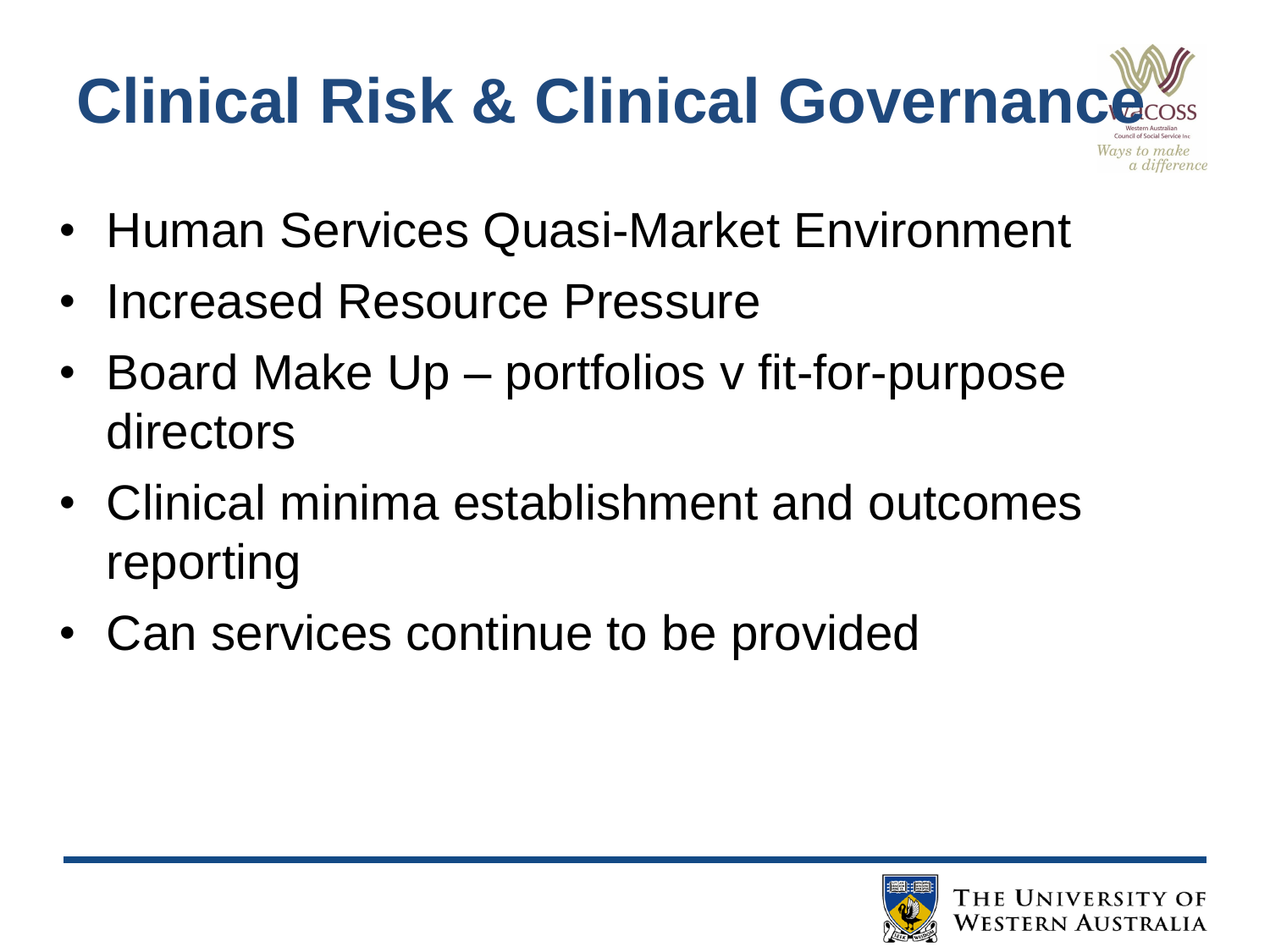# Clinical Risk & Clinical Governance

- Human Services Quasi-Market Environment
- Increased Resource Pressure
- Board Make Up – portfolios v fit-for-purpose directors
- Clinical minima establishment and outcomes reporting
- Can services continue to be provided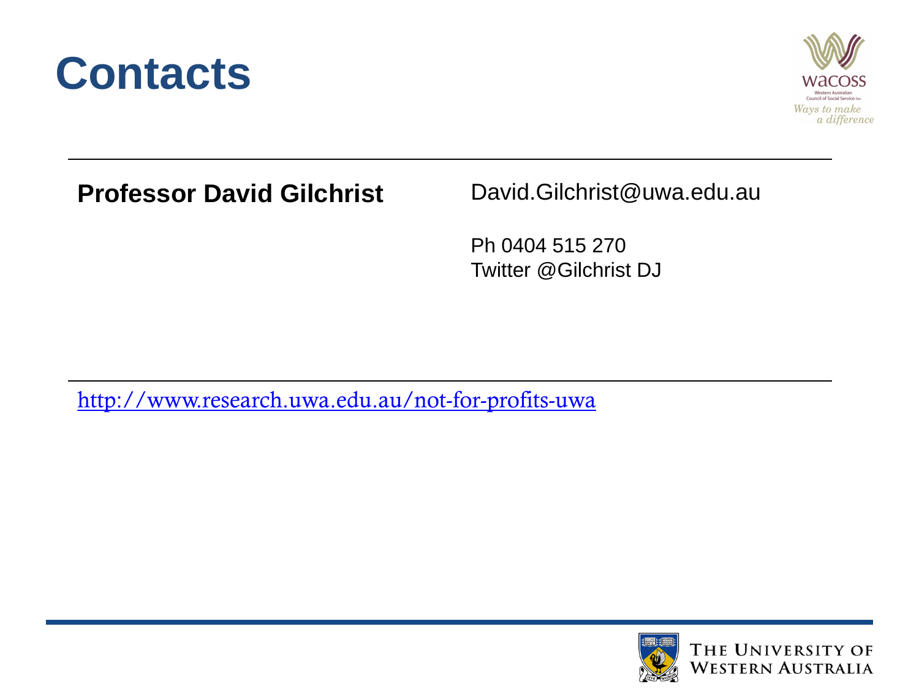# Contacts

**Professor David Gilchrist**

David.Gilchrist@uwa.edu.au

Ph 0404 515 270
Twitter @Gilchrist DJ

http://www.research.uwa.edu.au/not-for-profits-uwa